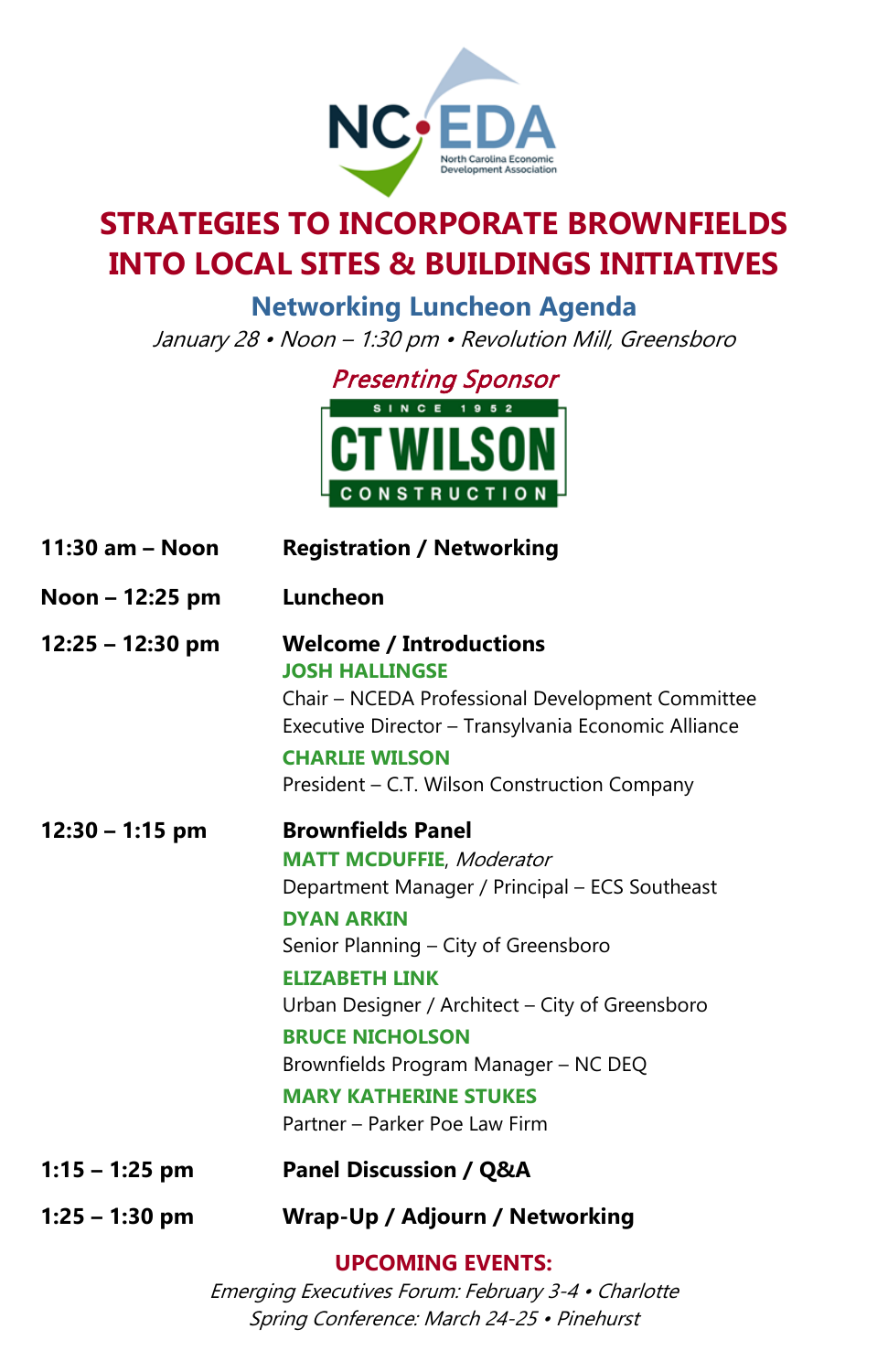NC EDA
North Carolina Economic Development Association

# STRATEGIES TO INCORPORATE BROWNFIELDS INTO LOCAL SITES & BUILDINGS INITIATIVES

## Networking Luncheon Agenda

*January 28 • Noon – 1:30 pm • Revolution Mill, Greensboro*

*Presenting Sponsor*

SINCE 1952
CT WILSON
CONSTRUCTION

**11:30 am – Noon** **Registration / Networking**

**Noon – 12:25 pm** **Luncheon**

**12:25 – 12:30 pm** **Welcome / Introductions**

**JOSH HALLINGSE**
Chair – NCEDA Professional Development Committee
Executive Director – Transylvania Economic Alliance

**CHARLIE WILSON**
President – C.T. Wilson Construction Company

**12:30 – 1:15 pm** **Brownfields Panel**

**MATT MCDUFFIE**, *Moderator*
Department Manager / Principal – ECS Southeast

**DYAN ARKIN**
Senior Planning – City of Greensboro

**ELIZABETH LINK**
Urban Designer / Architect – City of Greensboro

**BRUCE NICHOLSON**
Brownfields Program Manager – NC DEQ

**MARY KATHERINE STUKES**
Partner – Parker Poe Law Firm

**1:15 – 1:25 pm** **Panel Discussion / Q&A**

**1:25 – 1:30 pm** **Wrap-Up / Adjourn / Networking**

**UPCOMING EVENTS:**

*Emerging Executives Forum: February 3-4 • Charlotte*
*Spring Conference: March 24-25 • Pinehurst*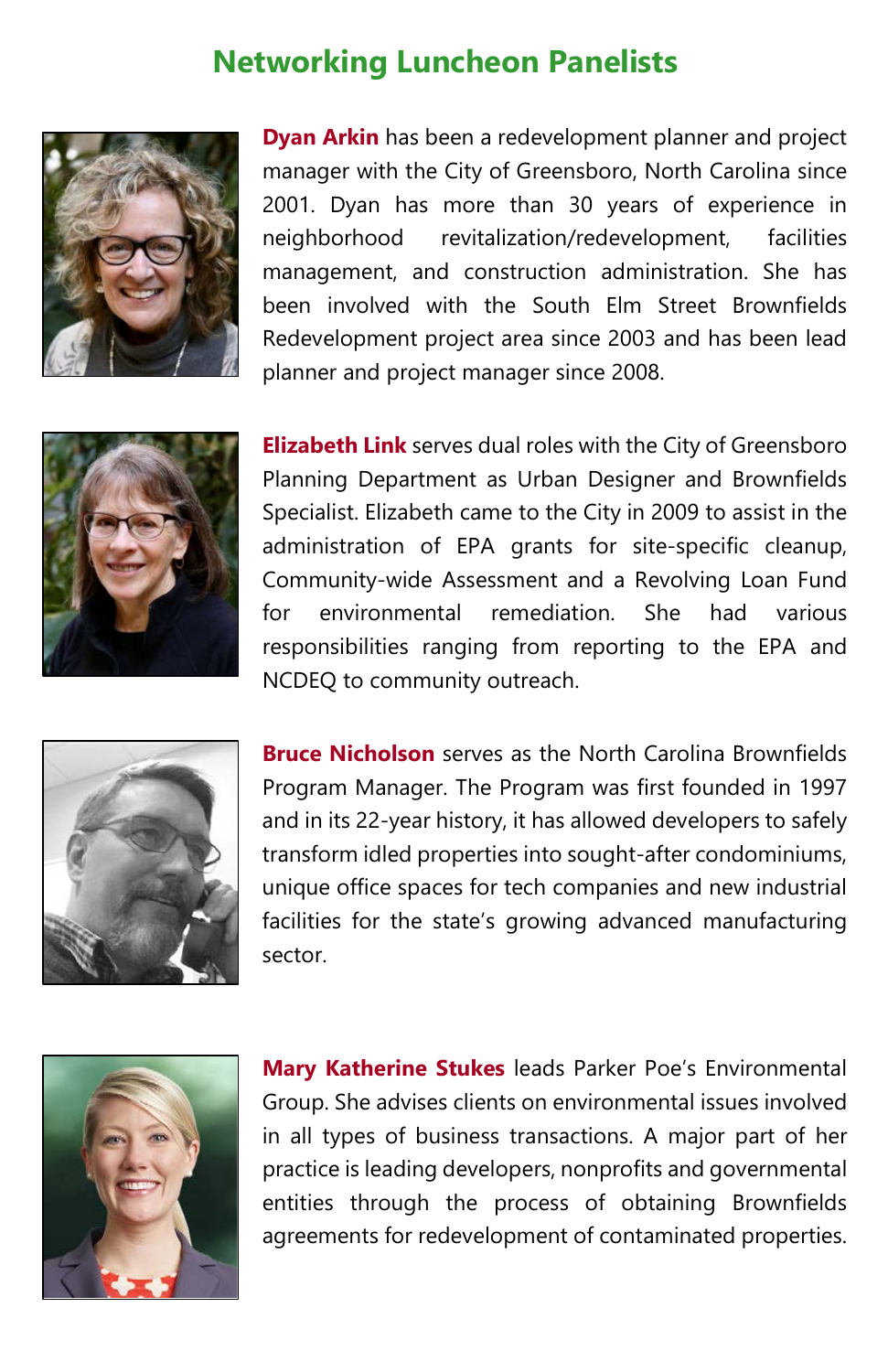## Networking Luncheon Panelists

**Dyan Arkin** has been a redevelopment planner and project manager with the City of Greensboro, North Carolina since 2001. Dyan has more than 30 years of experience in neighborhood revitalization/redevelopment, facilities management, and construction administration. She has been involved with the South Elm Street Brownfields Redevelopment project area since 2003 and has been lead planner and project manager since 2008.

**Elizabeth Link** serves dual roles with the City of Greensboro Planning Department as Urban Designer and Brownfields Specialist. Elizabeth came to the City in 2009 to assist in the administration of EPA grants for site-specific cleanup, Community-wide Assessment and a Revolving Loan Fund for environmental remediation. She had various responsibilities ranging from reporting to the EPA and NCDEQ to community outreach.

**Bruce Nicholson** serves as the North Carolina Brownfields Program Manager. The Program was first founded in 1997 and in its 22-year history, it has allowed developers to safely transform idled properties into sought-after condominiums, unique office spaces for tech companies and new industrial facilities for the state's growing advanced manufacturing sector.

**Mary Katherine Stukes** leads Parker Poe's Environmental Group. She advises clients on environmental issues involved in all types of business transactions. A major part of her practice is leading developers, nonprofits and governmental entities through the process of obtaining Brownfields agreements for redevelopment of contaminated properties.